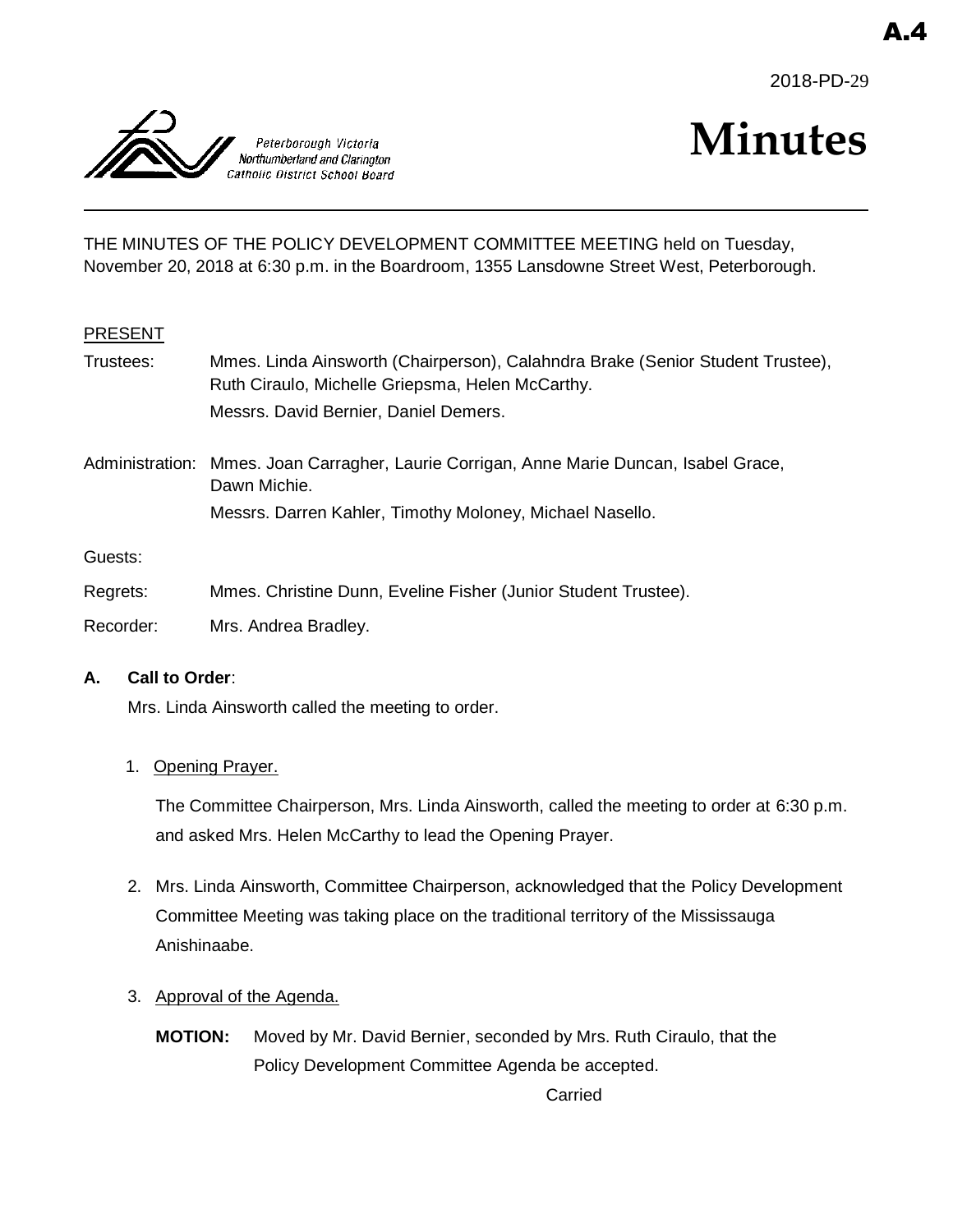A.4

2018-PD-29

Peterborough Victoria Northumberland and Clarington Catholic District School Board

# Minutes

THE MINUTES OF THE POLICY DEVELOPMENT COMMITTEE MEETING held on Tuesday, November 20, 2018 at 6:30 p.m. in the Boardroom, 1355 Lansdowne Street West, Peterborough.

PRESENT

Trustees: Mmes. Linda Ainsworth (Chairperson), Calahndra Brake (Senior Student Trustee), Ruth Ciraulo, Michelle Griepsma, Helen McCarthy.
Messrs. David Bernier, Daniel Demers.

Administration: Mmes. Joan Carragher, Laurie Corrigan, Anne Marie Duncan, Isabel Grace, Dawn Michie.
Messrs. Darren Kahler, Timothy Moloney, Michael Nasello.

Guests:

Regrets: Mmes. Christine Dunn, Eveline Fisher (Junior Student Trustee).

Recorder: Mrs. Andrea Bradley.

**A. Call to Order**:

Mrs. Linda Ainsworth called the meeting to order.

1. Opening Prayer.

   The Committee Chairperson, Mrs. Linda Ainsworth, called the meeting to order at 6:30 p.m. and asked Mrs. Helen McCarthy to lead the Opening Prayer.

2. Mrs. Linda Ainsworth, Committee Chairperson, acknowledged that the Policy Development Committee Meeting was taking place on the traditional territory of the Mississauga Anishinaabe.

3. Approval of the Agenda.

   **MOTION:** Moved by Mr. David Bernier, seconded by Mrs. Ruth Ciraulo, that the Policy Development Committee Agenda be accepted.

   Carried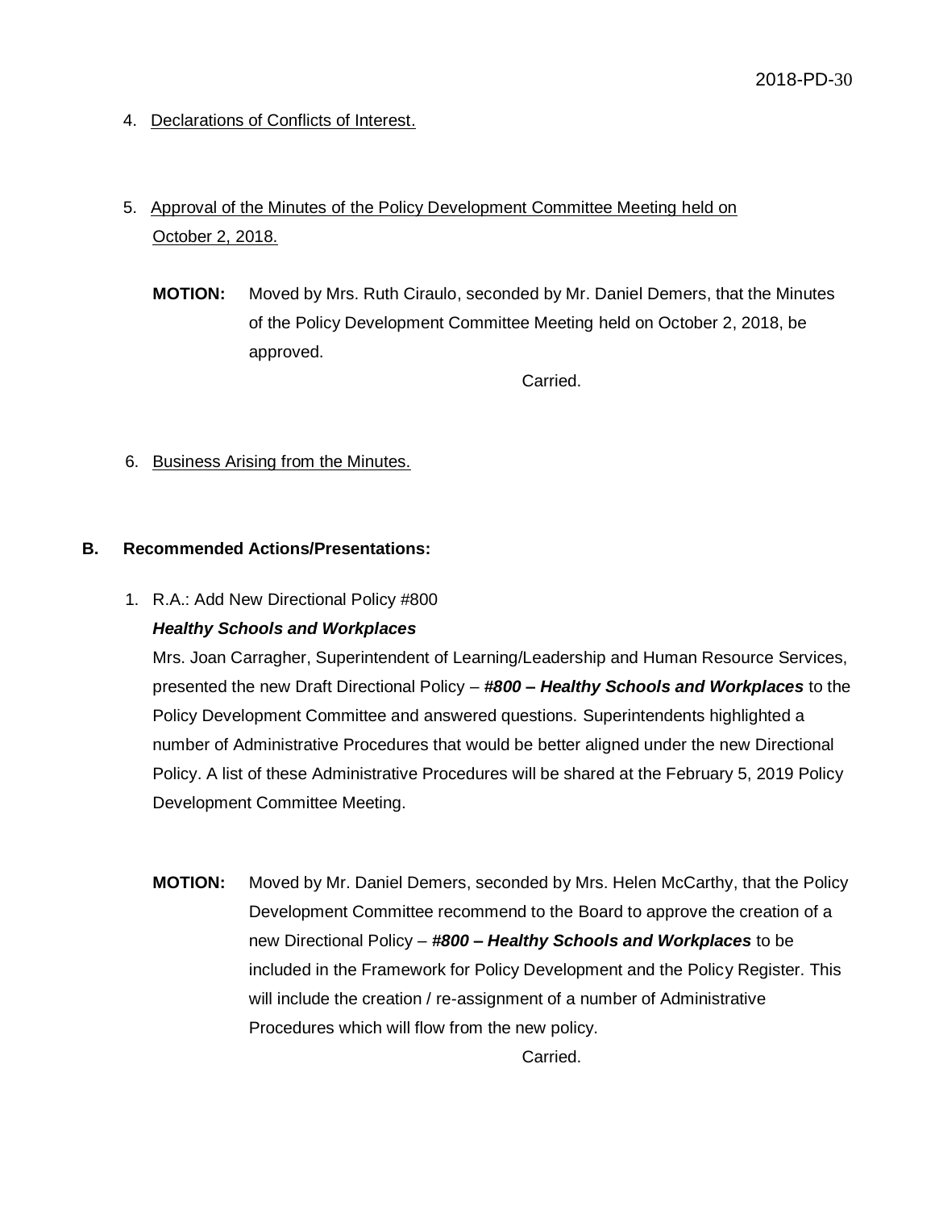4. Declarations of Conflicts of Interest.

5. Approval of the Minutes of the Policy Development Committee Meeting held on October 2, 2018.

**MOTION:** Moved by Mrs. Ruth Ciraulo, seconded by Mr. Daniel Demers, that the Minutes of the Policy Development Committee Meeting held on October 2, 2018, be approved.

Carried.

6. Business Arising from the Minutes.

**B. Recommended Actions/Presentations:**

1. R.A.: Add New Directional Policy #800

***Healthy Schools and Workplaces***

Mrs. Joan Carragher, Superintendent of Learning/Leadership and Human Resource Services, presented the new Draft Directional Policy – ***#800 – Healthy Schools and Workplaces*** to the Policy Development Committee and answered questions. Superintendents highlighted a number of Administrative Procedures that would be better aligned under the new Directional Policy. A list of these Administrative Procedures will be shared at the February 5, 2019 Policy Development Committee Meeting.

**MOTION:** Moved by Mr. Daniel Demers, seconded by Mrs. Helen McCarthy, that the Policy Development Committee recommend to the Board to approve the creation of a new Directional Policy – ***#800 – Healthy Schools and Workplaces*** to be included in the Framework for Policy Development and the Policy Register. This will include the creation / re-assignment of a number of Administrative Procedures which will flow from the new policy.

Carried.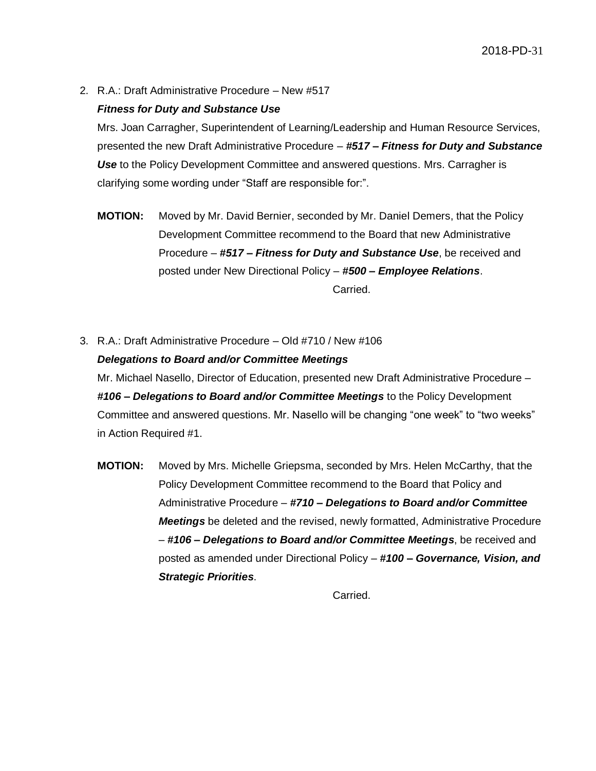2. R.A.: Draft Administrative Procedure – New #517

   ***Fitness for Duty and Substance Use***

   Mrs. Joan Carragher, Superintendent of Learning/Leadership and Human Resource Services, presented the new Draft Administrative Procedure – ***#517 – Fitness for Duty and Substance Use*** to the Policy Development Committee and answered questions. Mrs. Carragher is clarifying some wording under "Staff are responsible for:".

   **MOTION:** Moved by Mr. David Bernier, seconded by Mr. Daniel Demers, that the Policy Development Committee recommend to the Board that new Administrative Procedure – ***#517 – Fitness for Duty and Substance Use***, be received and posted under New Directional Policy – ***#500 – Employee Relations***.

   Carried.

3. R.A.: Draft Administrative Procedure – Old #710 / New #106

   ***Delegations to Board and/or Committee Meetings***

   Mr. Michael Nasello, Director of Education, presented new Draft Administrative Procedure – ***#106 – Delegations to Board and/or Committee Meetings*** to the Policy Development Committee and answered questions. Mr. Nasello will be changing "one week" to "two weeks" in Action Required #1.

   **MOTION:** Moved by Mrs. Michelle Griepsma, seconded by Mrs. Helen McCarthy, that the Policy Development Committee recommend to the Board that Policy and Administrative Procedure – ***#710 – Delegations to Board and/or Committee Meetings*** be deleted and the revised, newly formatted, Administrative Procedure – ***#106 – Delegations to Board and/or Committee Meetings***, be received and posted as amended under Directional Policy – ***#100 – Governance, Vision, and Strategic Priorities***.

   Carried.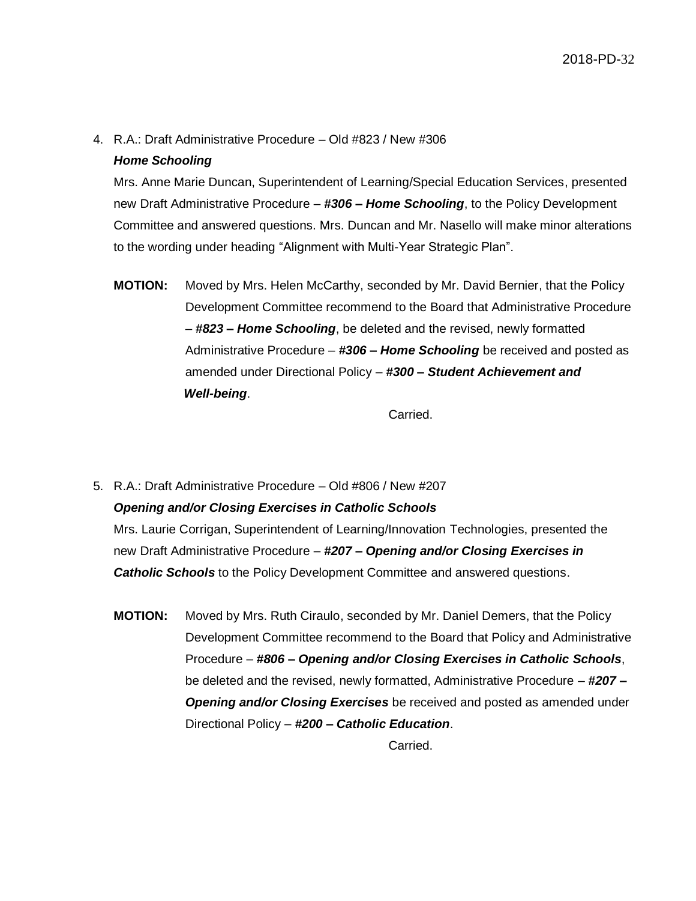4. R.A.: Draft Administrative Procedure – Old #823 / New #306

   ***Home Schooling***

   Mrs. Anne Marie Duncan, Superintendent of Learning/Special Education Services, presented new Draft Administrative Procedure – ***#306 – Home Schooling***, to the Policy Development Committee and answered questions. Mrs. Duncan and Mr. Nasello will make minor alterations to the wording under heading "Alignment with Multi-Year Strategic Plan".

   **MOTION:** Moved by Mrs. Helen McCarthy, seconded by Mr. David Bernier, that the Policy Development Committee recommend to the Board that Administrative Procedure – ***#823 – Home Schooling***, be deleted and the revised, newly formatted Administrative Procedure – ***#306 – Home Schooling*** be received and posted as amended under Directional Policy – ***#300 – Student Achievement and Well-being***.

   Carried.

5. R.A.: Draft Administrative Procedure – Old #806 / New #207

   ***Opening and/or Closing Exercises in Catholic Schools***

   Mrs. Laurie Corrigan, Superintendent of Learning/Innovation Technologies, presented the new Draft Administrative Procedure – ***#207 – Opening and/or Closing Exercises in Catholic Schools*** to the Policy Development Committee and answered questions.

   **MOTION:** Moved by Mrs. Ruth Ciraulo, seconded by Mr. Daniel Demers, that the Policy Development Committee recommend to the Board that Policy and Administrative Procedure – ***#806 – Opening and/or Closing Exercises in Catholic Schools***, be deleted and the revised, newly formatted, Administrative Procedure – ***#207 – Opening and/or Closing Exercises*** be received and posted as amended under Directional Policy – ***#200 – Catholic Education***.

   Carried.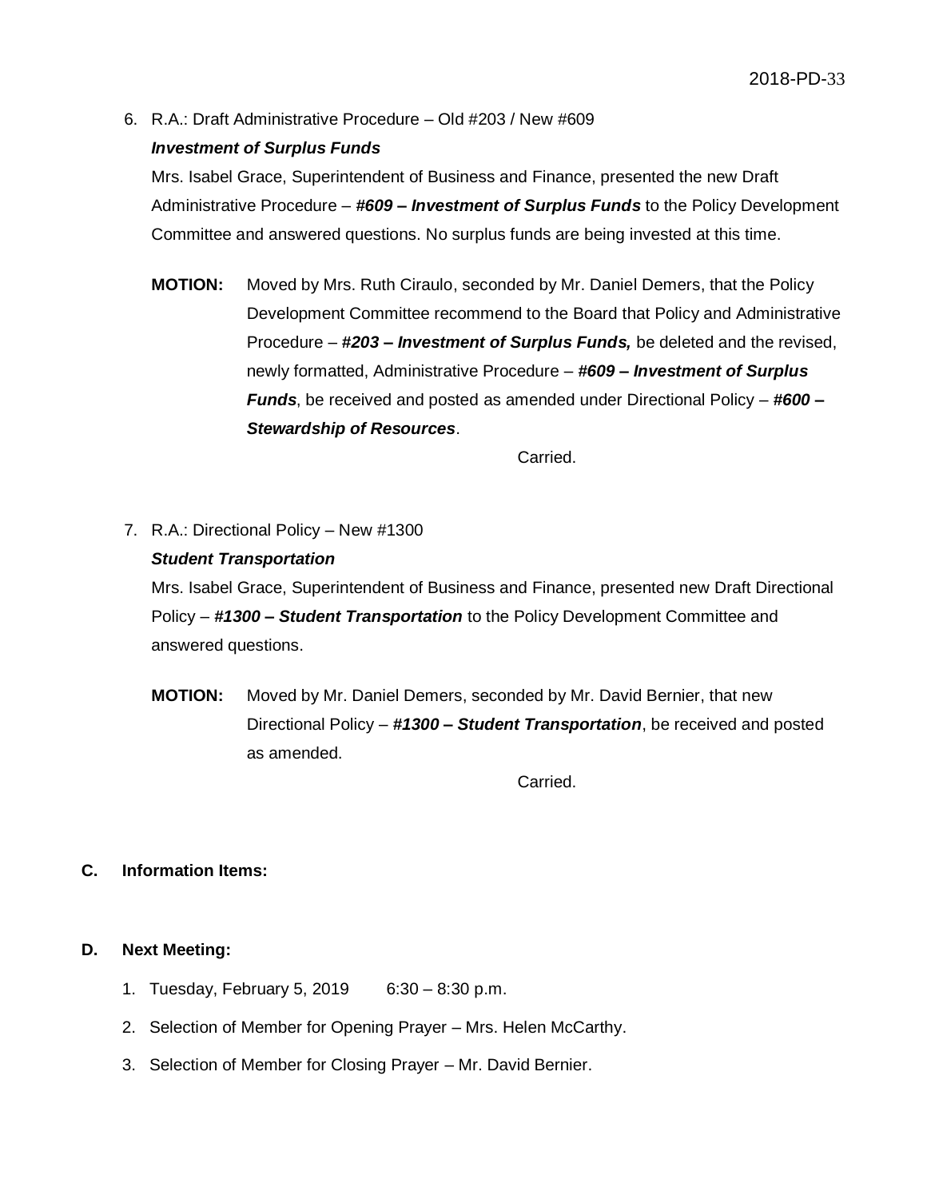6. R.A.: Draft Administrative Procedure – Old #203 / New #609

   ***Investment of Surplus Funds***

   Mrs. Isabel Grace, Superintendent of Business and Finance, presented the new Draft Administrative Procedure – ***#609 – Investment of Surplus Funds*** to the Policy Development Committee and answered questions. No surplus funds are being invested at this time.

   **MOTION:** Moved by Mrs. Ruth Ciraulo, seconded by Mr. Daniel Demers, that the Policy Development Committee recommend to the Board that Policy and Administrative Procedure – ***#203 – Investment of Surplus Funds,*** be deleted and the revised, newly formatted, Administrative Procedure – ***#609 – Investment of Surplus Funds***, be received and posted as amended under Directional Policy – ***#600 – Stewardship of Resources***.

   Carried.

7. R.A.: Directional Policy – New #1300

   ***Student Transportation***

   Mrs. Isabel Grace, Superintendent of Business and Finance, presented new Draft Directional Policy – ***#1300 – Student Transportation*** to the Policy Development Committee and answered questions.

   **MOTION:** Moved by Mr. Daniel Demers, seconded by Mr. David Bernier, that new Directional Policy – ***#1300 – Student Transportation***, be received and posted as amended.

   Carried.

## C. Information Items:

## D. Next Meeting:

1. Tuesday, February 5, 2019 6:30 – 8:30 p.m.
2. Selection of Member for Opening Prayer – Mrs. Helen McCarthy.
3. Selection of Member for Closing Prayer – Mr. David Bernier.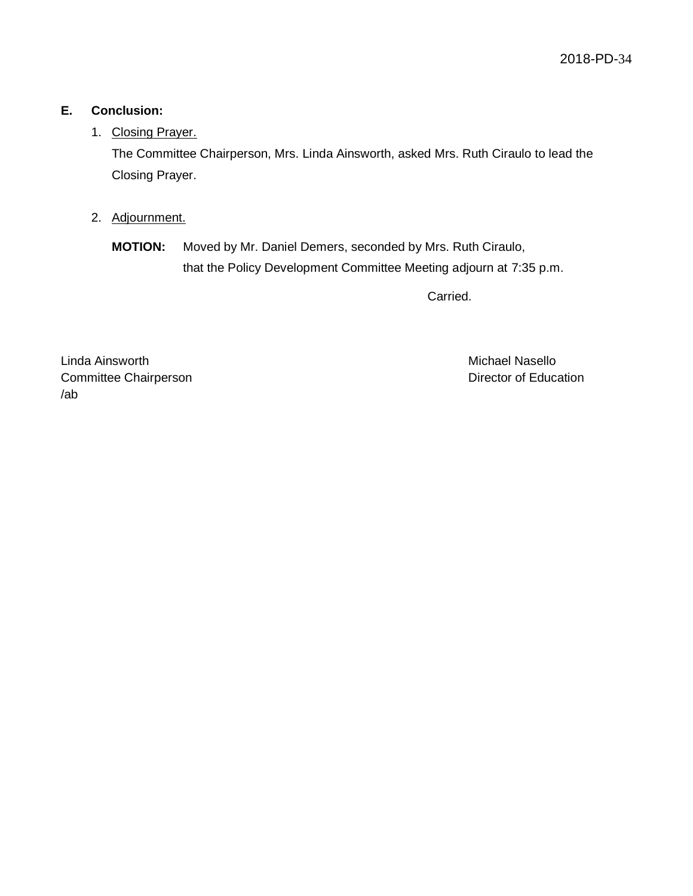## E. Conclusion:

1. Closing Prayer.

   The Committee Chairperson, Mrs. Linda Ainsworth, asked Mrs. Ruth Ciraulo to lead the Closing Prayer.

2. Adjournment.

   **MOTION:** Moved by Mr. Daniel Demers, seconded by Mrs. Ruth Ciraulo, that the Policy Development Committee Meeting adjourn at 7:35 p.m.

   Carried.

Linda Ainsworth
Committee Chairperson

Michael Nasello
Director of Education

/ab